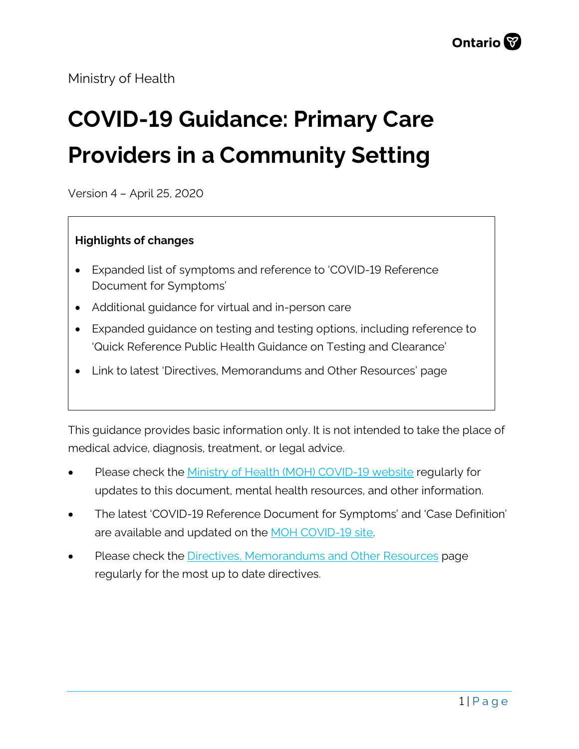Ministry of Health

# COVID-19 Guidance: Primary Care Providers in a Community Setting

Version 4 – April 25, 2020

**Highlights of changes**

- Expanded list of symptoms and reference to 'COVID-19 Reference Document for Symptoms'
- Additional guidance for virtual and in-person care
- Expanded guidance on testing and testing options, including reference to 'Quick Reference Public Health Guidance on Testing and Clearance'
- Link to latest 'Directives, Memorandums and Other Resources' page

This guidance provides basic information only. It is not intended to take the place of medical advice, diagnosis, treatment, or legal advice.

- Please check the Ministry of Health (MOH) COVID-19 website regularly for updates to this document, mental health resources, and other information.
- The latest 'COVID-19 Reference Document for Symptoms' and 'Case Definition' are available and updated on the MOH COVID-19 site.
- Please check the Directives, Memorandums and Other Resources page regularly for the most up to date directives.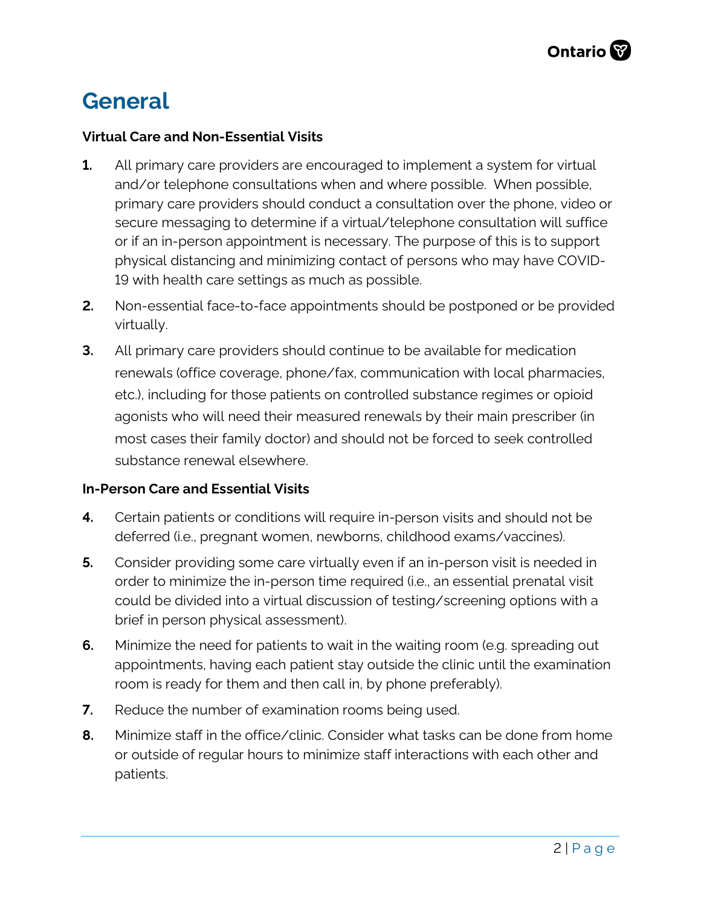# General

### Virtual Care and Non-Essential Visits

1. All primary care providers are encouraged to implement a system for virtual and/or telephone consultations when and where possible. When possible, primary care providers should conduct a consultation over the phone, video or secure messaging to determine if a virtual/telephone consultation will suffice or if an in-person appointment is necessary. The purpose of this is to support physical distancing and minimizing contact of persons who may have COVID-19 with health care settings as much as possible.
2. Non-essential face-to-face appointments should be postponed or be provided virtually.
3. All primary care providers should continue to be available for medication renewals (office coverage, phone/fax, communication with local pharmacies, etc.), including for those patients on controlled substance regimes or opioid agonists who will need their measured renewals by their main prescriber (in most cases their family doctor) and should not be forced to seek controlled substance renewal elsewhere.

### In-Person Care and Essential Visits

4. Certain patients or conditions will require in-person visits and should not be deferred (i.e., pregnant women, newborns, childhood exams/vaccines).
5. Consider providing some care virtually even if an in-person visit is needed in order to minimize the in-person time required (i.e., an essential prenatal visit could be divided into a virtual discussion of testing/screening options with a brief in person physical assessment).
6. Minimize the need for patients to wait in the waiting room (e.g. spreading out appointments, having each patient stay outside the clinic until the examination room is ready for them and then call in, by phone preferably).
7. Reduce the number of examination rooms being used.
8. Minimize staff in the office/clinic. Consider what tasks can be done from home or outside of regular hours to minimize staff interactions with each other and patients.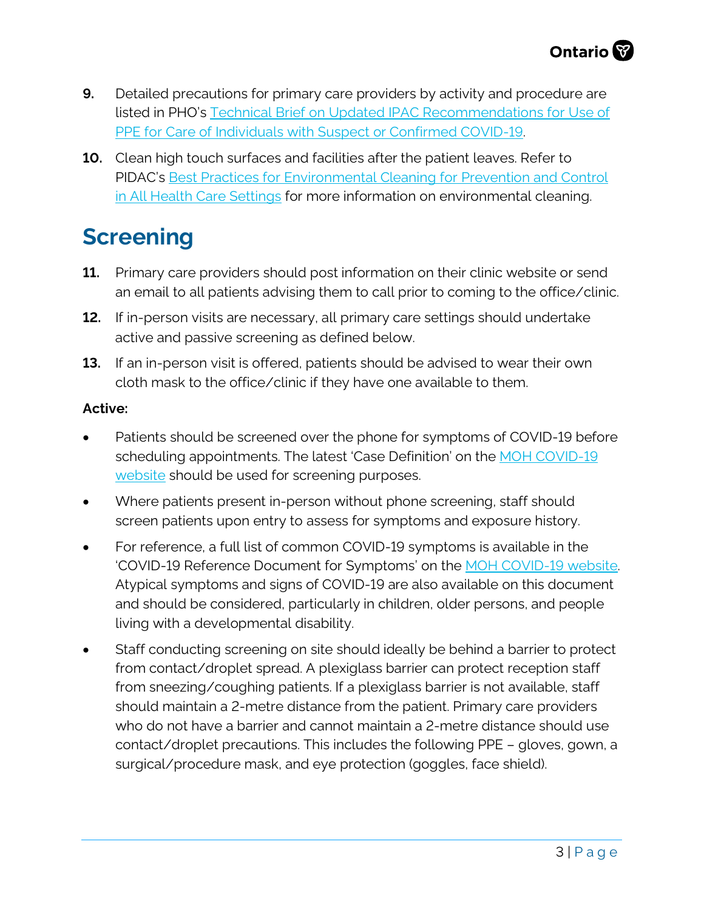9. Detailed precautions for primary care providers by activity and procedure are listed in PHO's Technical Brief on Updated IPAC Recommendations for Use of PPE for Care of Individuals with Suspect or Confirmed COVID-19.

10. Clean high touch surfaces and facilities after the patient leaves. Refer to PIDAC's Best Practices for Environmental Cleaning for Prevention and Control in All Health Care Settings for more information on environmental cleaning.

## Screening

11. Primary care providers should post information on their clinic website or send an email to all patients advising them to call prior to coming to the office/clinic.

12. If in-person visits are necessary, all primary care settings should undertake active and passive screening as defined below.

13. If an in-person visit is offered, patients should be advised to wear their own cloth mask to the office/clinic if they have one available to them.

**Active:**

- Patients should be screened over the phone for symptoms of COVID-19 before scheduling appointments. The latest 'Case Definition' on the MOH COVID-19 website should be used for screening purposes.
- Where patients present in-person without phone screening, staff should screen patients upon entry to assess for symptoms and exposure history.
- For reference, a full list of common COVID-19 symptoms is available in the 'COVID-19 Reference Document for Symptoms' on the MOH COVID-19 website. Atypical symptoms and signs of COVID-19 are also available on this document and should be considered, particularly in children, older persons, and people living with a developmental disability.
- Staff conducting screening on site should ideally be behind a barrier to protect from contact/droplet spread. A plexiglass barrier can protect reception staff from sneezing/coughing patients. If a plexiglass barrier is not available, staff should maintain a 2-metre distance from the patient. Primary care providers who do not have a barrier and cannot maintain a 2-metre distance should use contact/droplet precautions. This includes the following PPE – gloves, gown, a surgical/procedure mask, and eye protection (goggles, face shield).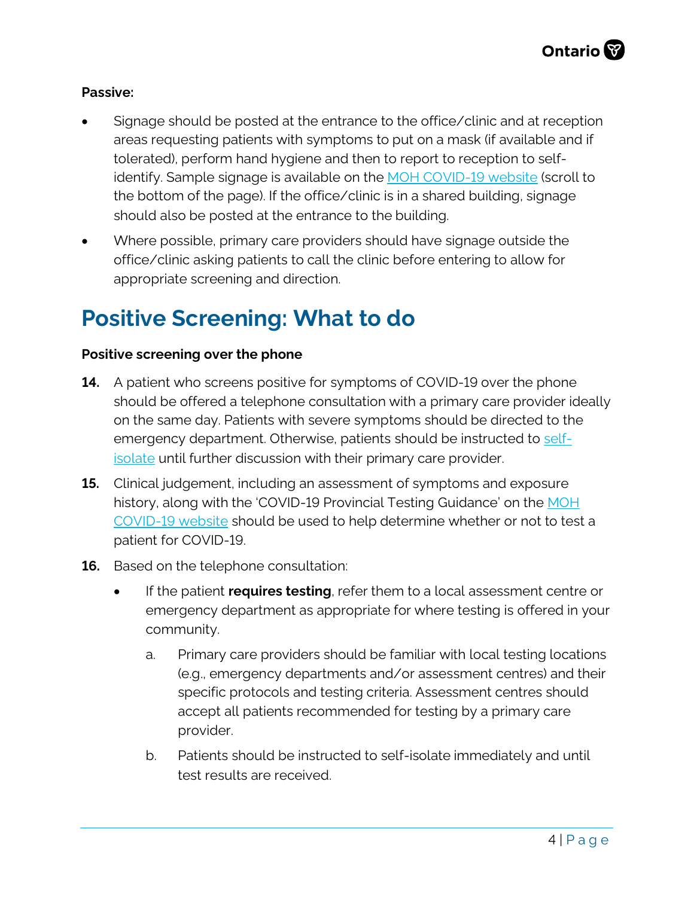**Passive:**

- Signage should be posted at the entrance to the office/clinic and at reception areas requesting patients with symptoms to put on a mask (if available and if tolerated), perform hand hygiene and then to report to reception to self-identify. Sample signage is available on the MOH COVID-19 website (scroll to the bottom of the page). If the office/clinic is in a shared building, signage should also be posted at the entrance to the building.
- Where possible, primary care providers should have signage outside the office/clinic asking patients to call the clinic before entering to allow for appropriate screening and direction.

# Positive Screening: What to do

**Positive screening over the phone**

**14.** A patient who screens positive for symptoms of COVID-19 over the phone should be offered a telephone consultation with a primary care provider ideally on the same day. Patients with severe symptoms should be directed to the emergency department. Otherwise, patients should be instructed to self-isolate until further discussion with their primary care provider.

**15.** Clinical judgement, including an assessment of symptoms and exposure history, along with the 'COVID-19 Provincial Testing Guidance' on the MOH COVID-19 website should be used to help determine whether or not to test a patient for COVID-19.

**16.** Based on the telephone consultation:

- If the patient **requires testing**, refer them to a local assessment centre or emergency department as appropriate for where testing is offered in your community.

  a. Primary care providers should be familiar with local testing locations (e.g., emergency departments and/or assessment centres) and their specific protocols and testing criteria. Assessment centres should accept all patients recommended for testing by a primary care provider.

  b. Patients should be instructed to self-isolate immediately and until test results are received.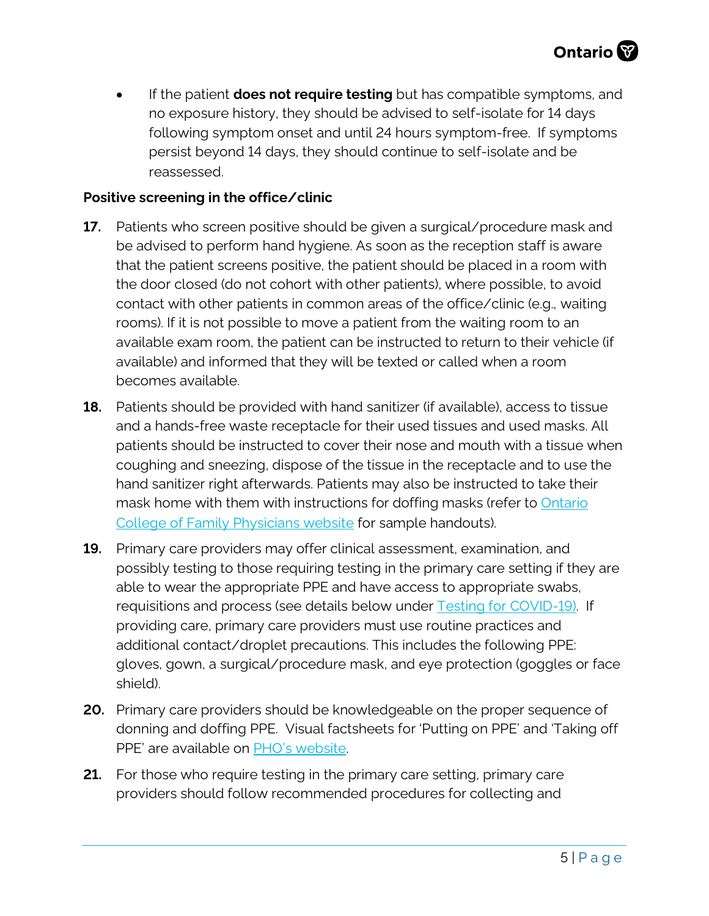- If the patient **does not require testing** but has compatible symptoms, and no exposure history, they should be advised to self-isolate for 14 days following symptom onset and until 24 hours symptom-free. If symptoms persist beyond 14 days, they should continue to self-isolate and be reassessed.

**Positive screening in the office/clinic**

17. Patients who screen positive should be given a surgical/procedure mask and be advised to perform hand hygiene. As soon as the reception staff is aware that the patient screens positive, the patient should be placed in a room with the door closed (do not cohort with other patients), where possible, to avoid contact with other patients in common areas of the office/clinic (e.g., waiting rooms). If it is not possible to move a patient from the waiting room to an available exam room, the patient can be instructed to return to their vehicle (if available) and informed that they will be texted or called when a room becomes available.
18. Patients should be provided with hand sanitizer (if available), access to tissue and a hands-free waste receptacle for their used tissues and used masks. All patients should be instructed to cover their nose and mouth with a tissue when coughing and sneezing, dispose of the tissue in the receptacle and to use the hand sanitizer right afterwards. Patients may also be instructed to take their mask home with them with instructions for doffing masks (refer to Ontario College of Family Physicians website for sample handouts).
19. Primary care providers may offer clinical assessment, examination, and possibly testing to those requiring testing in the primary care setting if they are able to wear the appropriate PPE and have access to appropriate swabs, requisitions and process (see details below under Testing for COVID-19). If providing care, primary care providers must use routine practices and additional contact/droplet precautions. This includes the following PPE: gloves, gown, a surgical/procedure mask, and eye protection (goggles or face shield).
20. Primary care providers should be knowledgeable on the proper sequence of donning and doffing PPE. Visual factsheets for 'Putting on PPE' and 'Taking off PPE' are available on PHO's website.
21. For those who require testing in the primary care setting, primary care providers should follow recommended procedures for collecting and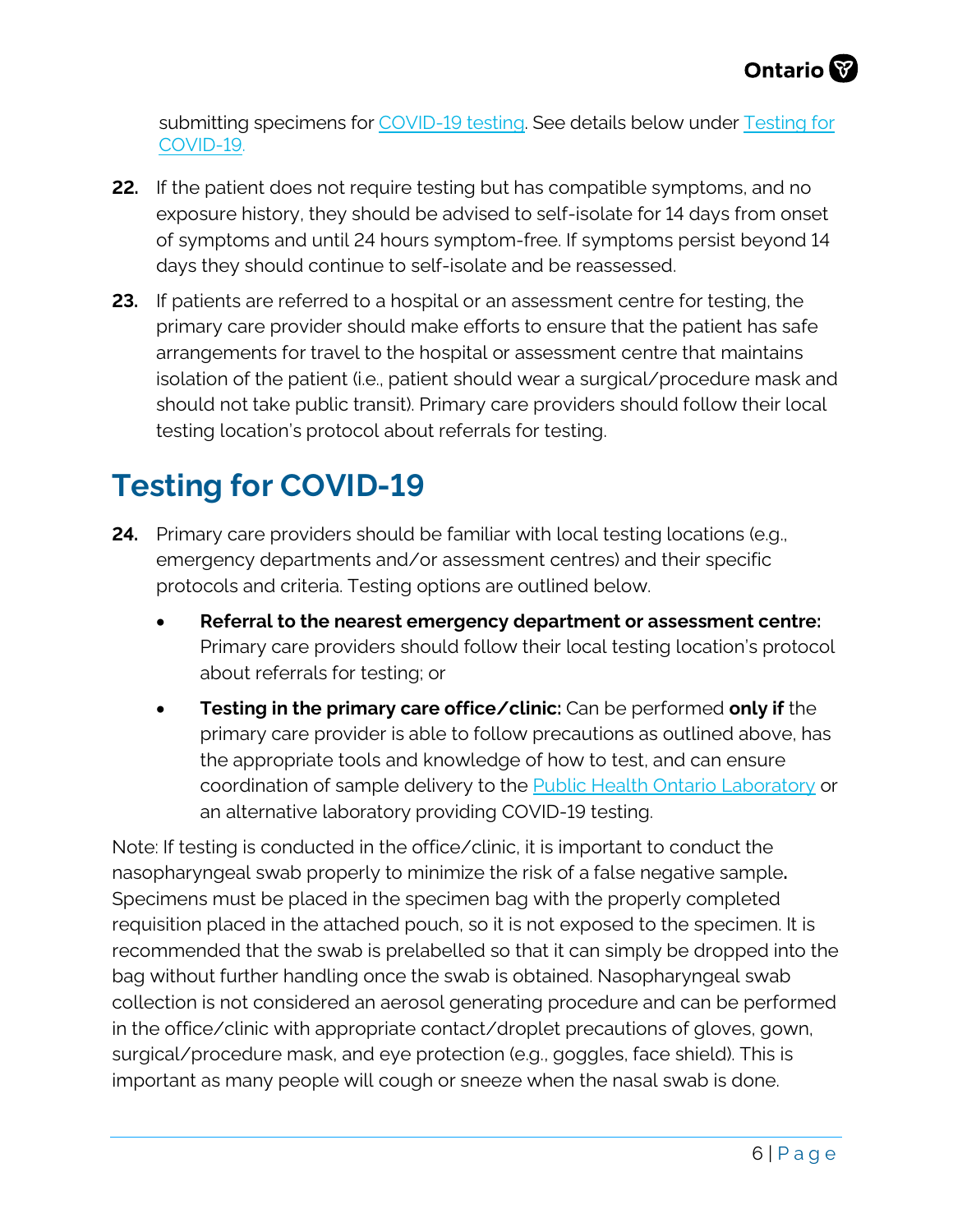submitting specimens for [COVID-19 testing](). See details below under [Testing for COVID-19]().

22. If the patient does not require testing but has compatible symptoms, and no exposure history, they should be advised to self-isolate for 14 days from onset of symptoms and until 24 hours symptom-free. If symptoms persist beyond 14 days they should continue to self-isolate and be reassessed.

23. If patients are referred to a hospital or an assessment centre for testing, the primary care provider should make efforts to ensure that the patient has safe arrangements for travel to the hospital or assessment centre that maintains isolation of the patient (i.e., patient should wear a surgical/procedure mask and should not take public transit). Primary care providers should follow their local testing location's protocol about referrals for testing.

## Testing for COVID-19

24. Primary care providers should be familiar with local testing locations (e.g., emergency departments and/or assessment centres) and their specific protocols and criteria. Testing options are outlined below.

    - **Referral to the nearest emergency department or assessment centre:** Primary care providers should follow their local testing location's protocol about referrals for testing; or
    - **Testing in the primary care office/clinic:** Can be performed **only if** the primary care provider is able to follow precautions as outlined above, has the appropriate tools and knowledge of how to test, and can ensure coordination of sample delivery to the [Public Health Ontario Laboratory]() or an alternative laboratory providing COVID-19 testing.

Note: If testing is conducted in the office/clinic, it is important to conduct the nasopharyngeal swab properly to minimize the risk of a false negative sample**.** Specimens must be placed in the specimen bag with the properly completed requisition placed in the attached pouch, so it is not exposed to the specimen. It is recommended that the swab is prelabelled so that it can simply be dropped into the bag without further handling once the swab is obtained. Nasopharyngeal swab collection is not considered an aerosol generating procedure and can be performed in the office/clinic with appropriate contact/droplet precautions of gloves, gown, surgical/procedure mask, and eye protection (e.g., goggles, face shield). This is important as many people will cough or sneeze when the nasal swab is done.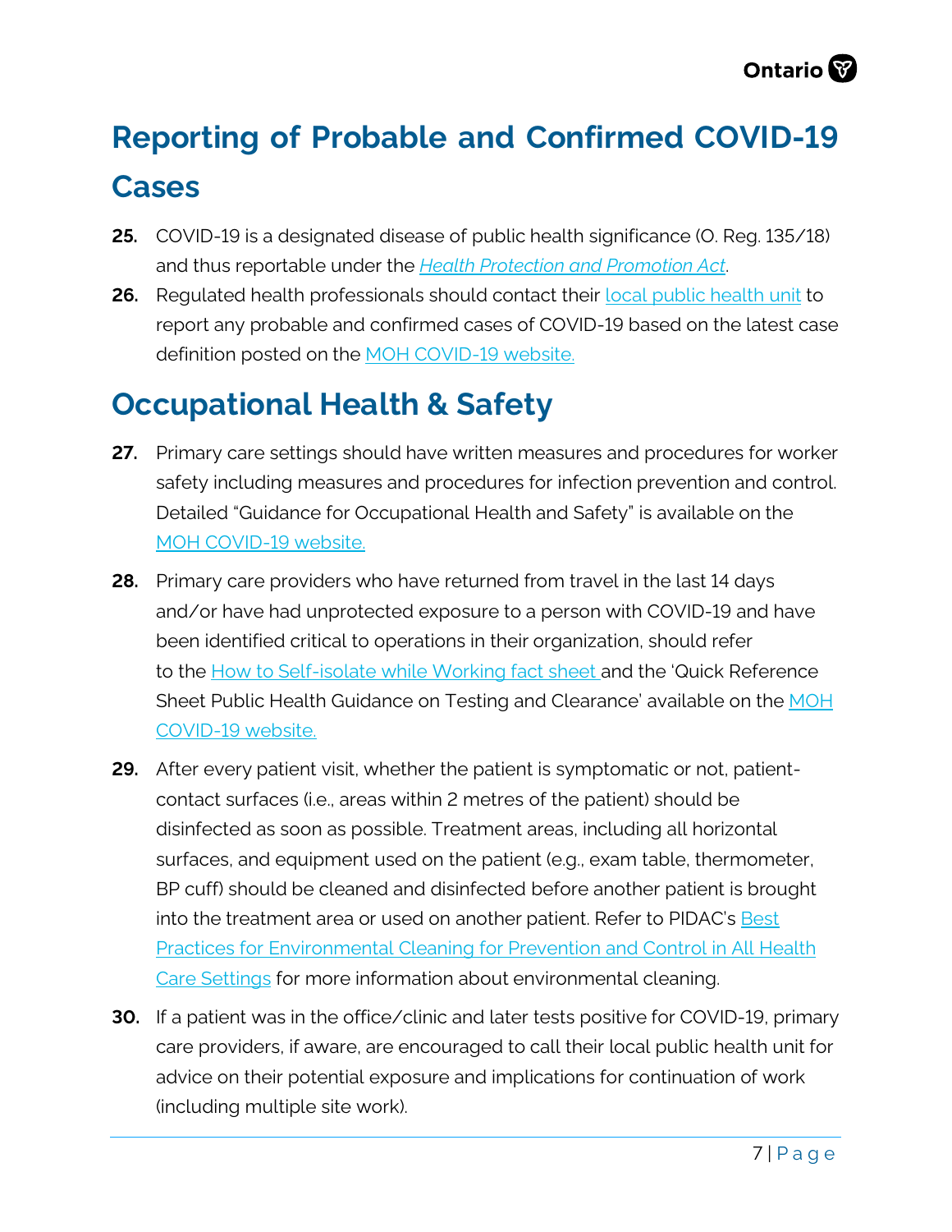## Reporting of Probable and Confirmed COVID-19 Cases

25. COVID-19 is a designated disease of public health significance (O. Reg. 135/18) and thus reportable under the *Health Protection and Promotion Act*.
26. Regulated health professionals should contact their local public health unit to report any probable and confirmed cases of COVID-19 based on the latest case definition posted on the MOH COVID-19 website.

## Occupational Health & Safety

27. Primary care settings should have written measures and procedures for worker safety including measures and procedures for infection prevention and control. Detailed "Guidance for Occupational Health and Safety" is available on the MOH COVID-19 website.
28. Primary care providers who have returned from travel in the last 14 days and/or have had unprotected exposure to a person with COVID-19 and have been identified critical to operations in their organization, should refer to the How to Self-isolate while Working fact sheet and the 'Quick Reference Sheet Public Health Guidance on Testing and Clearance' available on the MOH COVID-19 website.
29. After every patient visit, whether the patient is symptomatic or not, patient-contact surfaces (i.e., areas within 2 metres of the patient) should be disinfected as soon as possible. Treatment areas, including all horizontal surfaces, and equipment used on the patient (e.g., exam table, thermometer, BP cuff) should be cleaned and disinfected before another patient is brought into the treatment area or used on another patient. Refer to PIDAC's Best Practices for Environmental Cleaning for Prevention and Control in All Health Care Settings for more information about environmental cleaning.
30. If a patient was in the office/clinic and later tests positive for COVID-19, primary care providers, if aware, are encouraged to call their local public health unit for advice on their potential exposure and implications for continuation of work (including multiple site work).